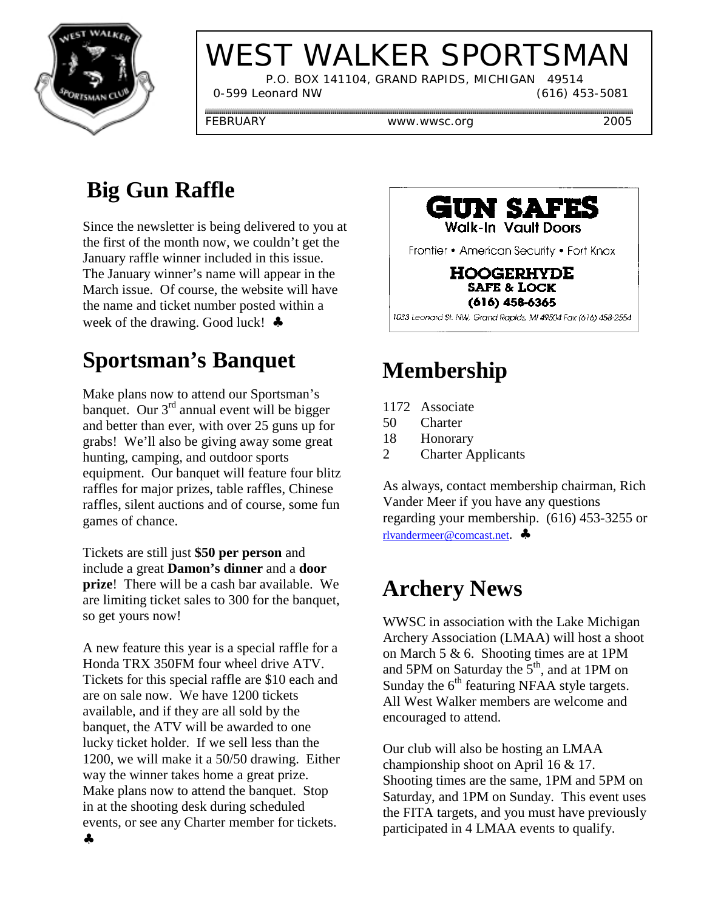# WEST WALKER SPORTSMAN

P.O. BOX 141104, GRAND RAPIDS, MICHIGAN 49514

0-599 Leonard NW (616) 453-5081

FEBRUARY www.wwsc.org 2005

## Big Gun Raffle

Since the newsletter is being delivered to you at the first of the month now, we couldn't get the January raffle winner included in this issue. The January winner's name will appear in the March issue. Of course, the website will have the name and ticket number posted within a week of the drawing. Good luck! ♣

## Sportsman's Banquet

Make plans now to attend our Sportsman's banquet. Our 3rd annual event will be bigger and better than ever, with over 25 guns up for grabs! We'll also be giving away some great hunting, camping, and outdoor sports equipment. Our banquet will feature four blitz raffles for major prizes, table raffles, Chinese raffles, silent auctions and of course, some fun games of chance.

Tickets are still just **$50 per person** and include a great **Damon's dinner** and a **door prize**! There will be a cash bar available. We are limiting ticket sales to 300 for the banquet, so get yours now!

A new feature this year is a special raffle for a Honda TRX 350FM four wheel drive ATV. Tickets for this special raffle are $10 each and are on sale now. We have 1200 tickets available, and if they are all sold by the banquet, the ATV will be awarded to one lucky ticket holder. If we sell less than the 1200, we will make it a 50/50 drawing. Either way the winner takes home a great prize. Make plans now to attend the banquet. Stop in at the shooting desk during scheduled events, or see any Charter member for tickets. ♣

**GUN SAFES**
Walk-In Vault Doors
Frontier • American Security • Fort Knox
**HOOGERHYDE SAFE & LOCK**
**(616) 458-6365**
1033 Leonard St. NW, Grand Rapids, MI 49504 Fax (616) 458-2554

## Membership

1172 Associate
50 Charter
18 Honorary
2 Charter Applicants

As always, contact membership chairman, Rich Vander Meer if you have any questions regarding your membership. (616) 453-3255 or rlvandermeer@comcast.net. ♣

## Archery News

WWSC in association with the Lake Michigan Archery Association (LMAA) will host a shoot on March 5 & 6. Shooting times are at 1PM and 5PM on Saturday the 5th, and at 1PM on Sunday the 6th featuring NFAA style targets. All West Walker members are welcome and encouraged to attend.

Our club will also be hosting an LMAA championship shoot on April 16 & 17. Shooting times are the same, 1PM and 5PM on Saturday, and 1PM on Sunday. This event uses the FITA targets, and you must have previously participated in 4 LMAA events to qualify.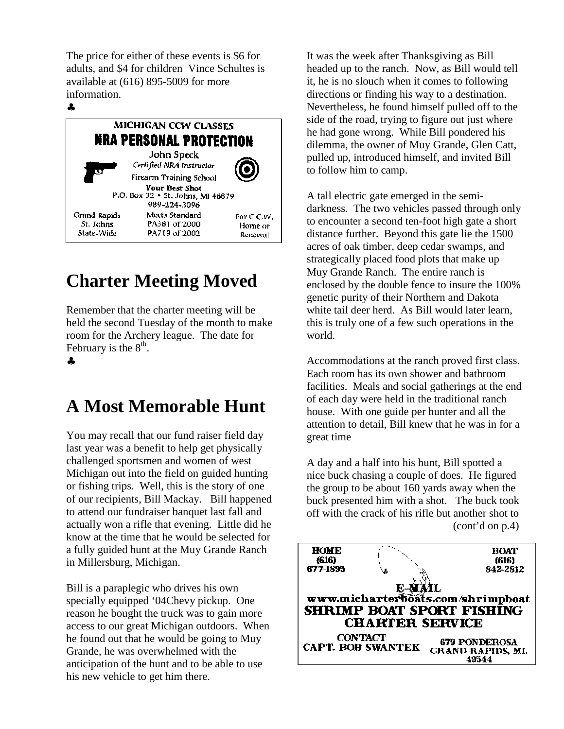The price for either of these events is $6 for adults, and $4 for children Vince Schultes is available at (616) 895-5009 for more information.

♣

**MICHIGAN CCW CLASSES**

**NRA PERSONAL PROTECTION**

John Speck
*Certified NRA Instructor*
Firearm Training School
**Your Best Shot**
P.O. Box 32 • St. Johns, MI 48879
989-224-3096

Grand Rapids
St. Johns
State-Wide

Meets Standard
PA381 of 2000
PA719 of 2002

For C.C.W.
Home or
Renewal

# Charter Meeting Moved

Remember that the charter meeting will be held the second Tuesday of the month to make room for the Archery league. The date for February is the 8th.

♣

# A Most Memorable Hunt

You may recall that our fund raiser field day last year was a benefit to help get physically challenged sportsmen and women of west Michigan out into the field on guided hunting or fishing trips. Well, this is the story of one of our recipients, Bill Mackay. Bill happened to attend our fundraiser banquet last fall and actually won a rifle that evening. Little did he know at the time that he would be selected for a fully guided hunt at the Muy Grande Ranch in Millersburg, Michigan.

Bill is a paraplegic who drives his own specially equipped '04Chevy pickup. One reason he bought the truck was to gain more access to our great Michigan outdoors. When he found out that he would be going to Muy Grande, he was overwhelmed with the anticipation of the hunt and to be able to use his new vehicle to get him there.

It was the week after Thanksgiving as Bill headed up to the ranch. Now, as Bill would tell it, he is no slouch when it comes to following directions or finding his way to a destination. Nevertheless, he found himself pulled off to the side of the road, trying to figure out just where he had gone wrong. While Bill pondered his dilemma, the owner of Muy Grande, Glen Catt, pulled up, introduced himself, and invited Bill to follow him to camp.

A tall electric gate emerged in the semi-darkness. The two vehicles passed through only to encounter a second ten-foot high gate a short distance further. Beyond this gate lie the 1500 acres of oak timber, deep cedar swamps, and strategically placed food plots that make up Muy Grande Ranch. The entire ranch is enclosed by the double fence to insure the 100% genetic purity of their Northern and Dakota white tail deer herd. As Bill would later learn, this is truly one of a few such operations in the world.

Accommodations at the ranch proved first class. Each room has its own shower and bathroom facilities. Meals and social gatherings at the end of each day were held in the traditional ranch house. With one guide per hunter and all the attention to detail, Bill knew that he was in for a great time

A day and a half into his hunt, Bill spotted a nice buck chasing a couple of does. He figured the group to be about 160 yards away when the buck presented him with a shot. The buck took off with the crack of his rifle but another shot to (cont'd on p.4)

**HOME**
**(616)**
**677-1895**

**BOAT**
**(616)**
**842-2812**

**E-MAIL**
**www.micharterboats.com/shrimpboat**

**SHRIMP BOAT SPORT FISHING CHARTER SERVICE**

**CONTACT**
**CAPT. BOB SWANTEK**

**679 PONDEROSA**
**GRAND RAPIDS, MI.**
**49544**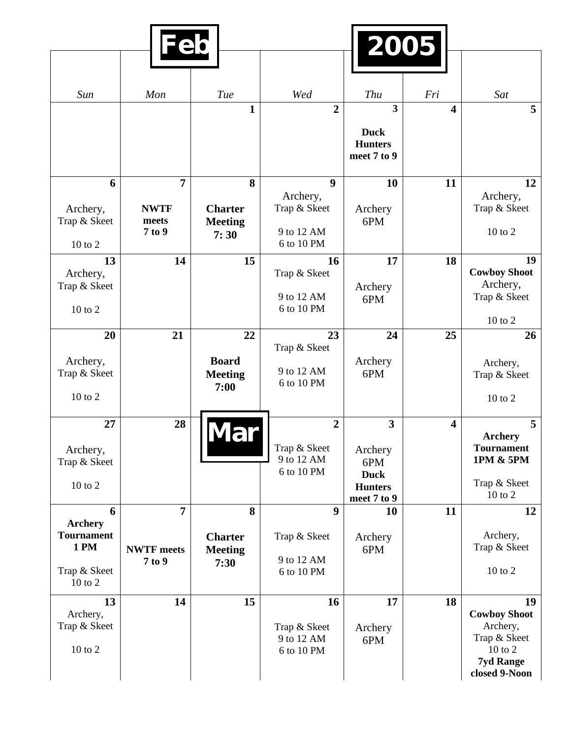# Feb 2005

| Sun | Mon | Tue | Wed | Thu | Fri | Sat |
|---|---|---|---|---|---|---|
| | | 1 | 2 | 3 **Duck Hunters meet 7 to 9** | 4 | 5 |
| 6 Archery, Trap & Skeet 10 to 2 | 7 **NWTF meets 7 to 9** | 8 **Charter Meeting 7: 30** | 9 Archery, Trap & Skeet 9 to 12 AM 6 to 10 PM | 10 Archery 6PM | 11 | 12 Archery, Trap & Skeet 10 to 2 |
| 13 Archery, Trap & Skeet 10 to 2 | 14 | 15 | 16 Trap & Skeet 9 to 12 AM 6 to 10 PM | 17 Archery 6PM | 18 | 19 **Cowboy Shoot** Archery, Trap & Skeet 10 to 2 |
| 20 Archery, Trap & Skeet 10 to 2 | 21 | 22 **Board Meeting 7:00** | 23 Trap & Skeet 9 to 12 AM 6 to 10 PM | 24 Archery 6PM | 25 | 26 Archery, Trap & Skeet 10 to 2 |
| 27 Archery, Trap & Skeet 10 to 2 | 28 | **Mar** | 2 Trap & Skeet 9 to 12 AM 6 to 10 PM | 3 Archery 6PM **Duck Hunters meet 7 to 9** | 4 | 5 **Archery Tournament 1PM & 5PM** Trap & Skeet 10 to 2 |
| 6 **Archery Tournament 1 PM** Trap & Skeet 10 to 2 | 7 **NWTF meets 7 to 9** | 8 **Charter Meeting 7:30** | 9 Trap & Skeet 9 to 12 AM 6 to 10 PM | 10 Archery 6PM | 11 | 12 Archery, Trap & Skeet 10 to 2 |
| 13 Archery, Trap & Skeet 10 to 2 | 14 | 15 | 16 Trap & Skeet 9 to 12 AM 6 to 10 PM | 17 Archery 6PM | 18 | 19 **Cowboy Shoot** Archery, Trap & Skeet 10 to 2 **7yd Range closed 9-Noon** |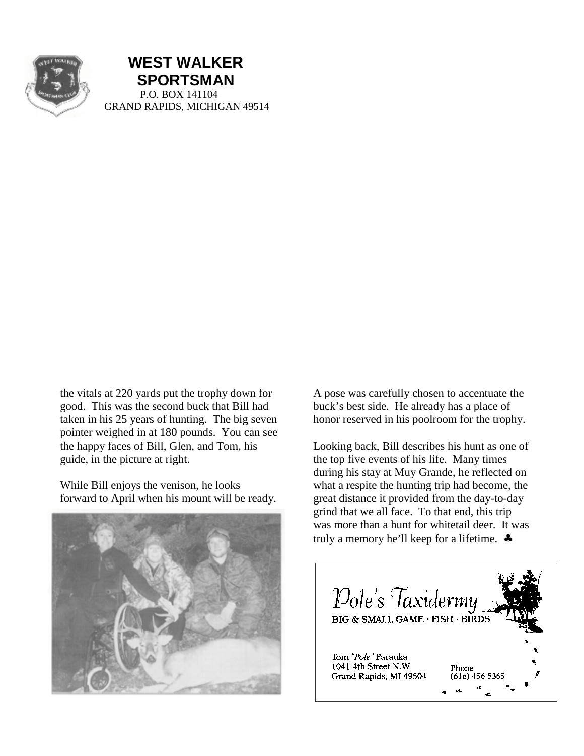**WEST WALKER SPORTSMAN**

P.O. BOX 141104
GRAND RAPIDS, MICHIGAN 49514

the vitals at 220 yards put the trophy down for good. This was the second buck that Bill had taken in his 25 years of hunting. The big seven pointer weighed in at 180 pounds. You can see the happy faces of Bill, Glen, and Tom, his guide, in the picture at right.

While Bill enjoys the venison, he looks forward to April when his mount will be ready. A pose was carefully chosen to accentuate the buck's best side. He already has a place of honor reserved in his poolroom for the trophy.

Looking back, Bill describes his hunt as one of the top five events of his life. Many times during his stay at Muy Grande, he reflected on what a respite the hunting trip had become, the great distance it provided from the day-to-day grind that we all face. To that end, this trip was more than a hunt for whitetail deer. It was truly a memory he'll keep for a lifetime. ♣

*Pole's Taxidermy*
BIG & SMALL GAME · FISH · BIRDS

Tom *"Pole"* Parauka
1041 4th Street N.W.
Grand Rapids, MI 49504

Phone
(616) 456-5365